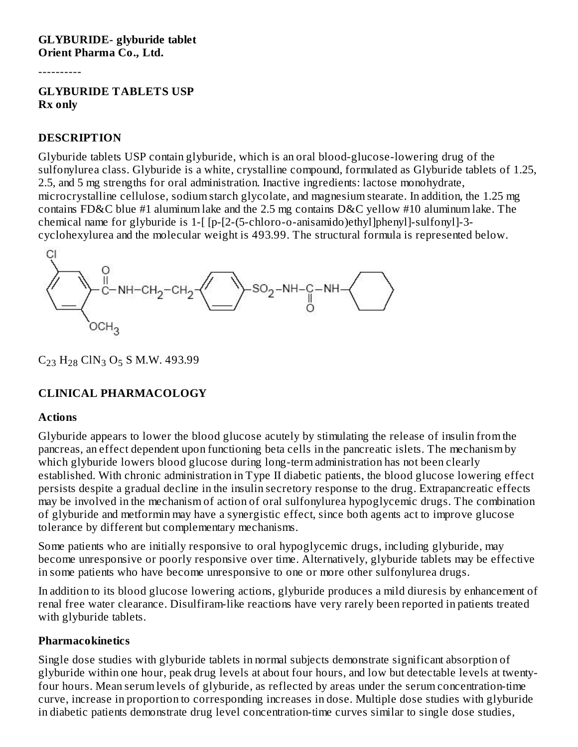**GLYBURIDE- glyburide tablet**
**Orient Pharma Co., Ltd.**

----------

**GLYBURIDE TABLETS USP**
**Rx only**

## DESCRIPTION

Glyburide tablets USP contain glyburide, which is an oral blood-glucose-lowering drug of the sulfonylurea class. Glyburide is a white, crystalline compound, formulated as Glyburide tablets of 1.25, 2.5, and 5 mg strengths for oral administration. Inactive ingredients: lactose monohydrate, microcrystalline cellulose, sodium starch glycolate, and magnesium stearate. In addition, the 1.25 mg contains FD&C blue #1 aluminum lake and the 2.5 mg contains D&C yellow #10 aluminum lake. The chemical name for glyburide is 1-[ [p-[2-(5-chloro-o-anisamido)ethyl]phenyl]-sulfonyl]-3-cyclohexylurea and the molecular weight is 493.99. The structural formula is represented below.

$C_{23}H_{28}ClN_3O_5S$ M.W. 493.99

## CLINICAL PHARMACOLOGY

### Actions

Glyburide appears to lower the blood glucose acutely by stimulating the release of insulin from the pancreas, an effect dependent upon functioning beta cells in the pancreatic islets. The mechanism by which glyburide lowers blood glucose during long-term administration has not been clearly established. With chronic administration in Type II diabetic patients, the blood glucose lowering effect persists despite a gradual decline in the insulin secretory response to the drug. Extrapancreatic effects may be involved in the mechanism of action of oral sulfonylurea hypoglycemic drugs. The combination of glyburide and metformin may have a synergistic effect, since both agents act to improve glucose tolerance by different but complementary mechanisms.

Some patients who are initially responsive to oral hypoglycemic drugs, including glyburide, may become unresponsive or poorly responsive over time. Alternatively, glyburide tablets may be effective in some patients who have become unresponsive to one or more other sulfonylurea drugs.

In addition to its blood glucose lowering actions, glyburide produces a mild diuresis by enhancement of renal free water clearance. Disulfiram-like reactions have very rarely been reported in patients treated with glyburide tablets.

### Pharmacokinetics

Single dose studies with glyburide tablets in normal subjects demonstrate significant absorption of glyburide within one hour, peak drug levels at about four hours, and low but detectable levels at twenty-four hours. Mean serum levels of glyburide, as reflected by areas under the serum concentration-time curve, increase in proportion to corresponding increases in dose. Multiple dose studies with glyburide in diabetic patients demonstrate drug level concentration-time curves similar to single dose studies,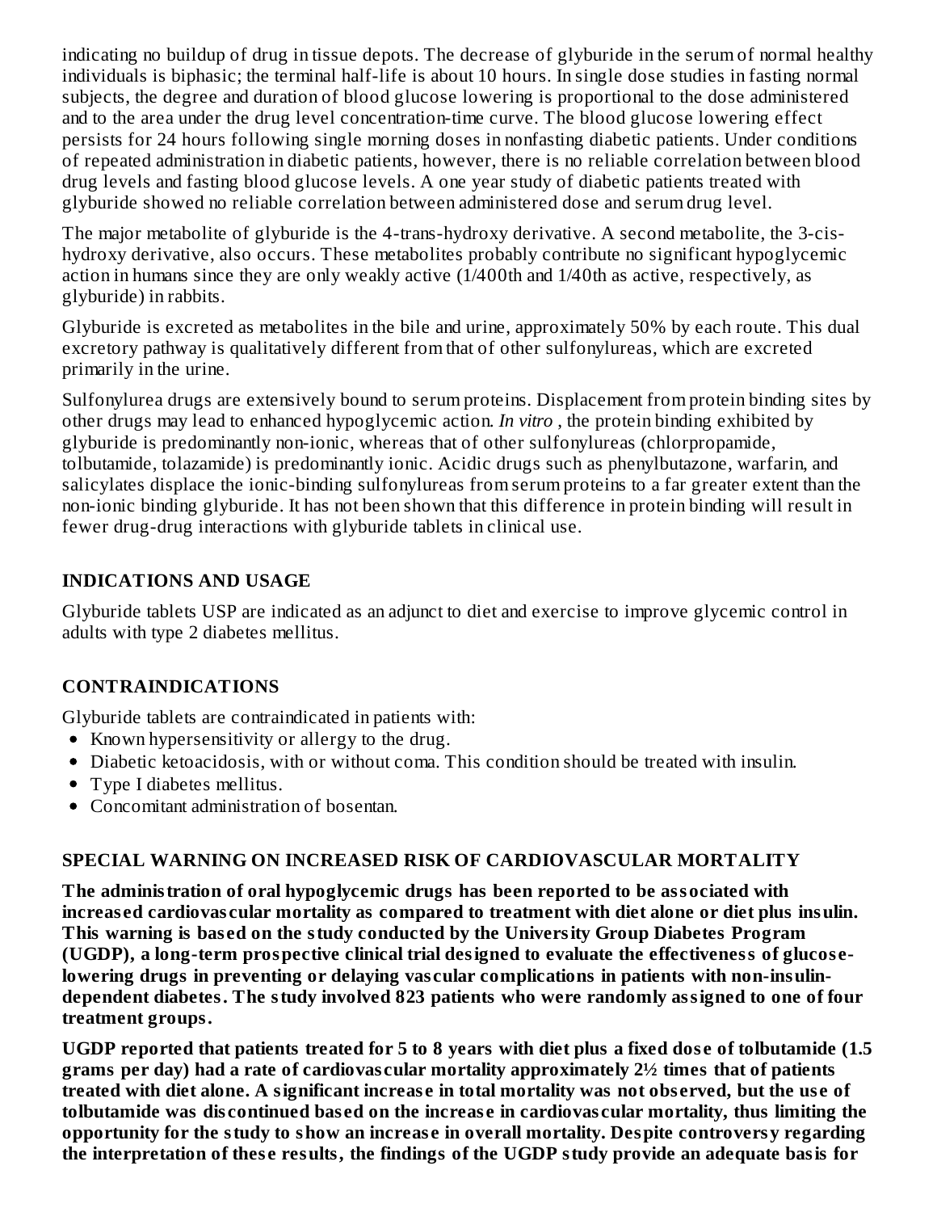indicating no buildup of drug in tissue depots. The decrease of glyburide in the serum of normal healthy individuals is biphasic; the terminal half-life is about 10 hours. In single dose studies in fasting normal subjects, the degree and duration of blood glucose lowering is proportional to the dose administered and to the area under the drug level concentration-time curve. The blood glucose lowering effect persists for 24 hours following single morning doses in nonfasting diabetic patients. Under conditions of repeated administration in diabetic patients, however, there is no reliable correlation between blood drug levels and fasting blood glucose levels. A one year study of diabetic patients treated with glyburide showed no reliable correlation between administered dose and serum drug level.

The major metabolite of glyburide is the 4-trans-hydroxy derivative. A second metabolite, the 3-cis-hydroxy derivative, also occurs. These metabolites probably contribute no significant hypoglycemic action in humans since they are only weakly active (1/400th and 1/40th as active, respectively, as glyburide) in rabbits.

Glyburide is excreted as metabolites in the bile and urine, approximately 50% by each route. This dual excretory pathway is qualitatively different from that of other sulfonylureas, which are excreted primarily in the urine.

Sulfonylurea drugs are extensively bound to serum proteins. Displacement from protein binding sites by other drugs may lead to enhanced hypoglycemic action. *In vitro* , the protein binding exhibited by glyburide is predominantly non-ionic, whereas that of other sulfonylureas (chlorpropamide, tolbutamide, tolazamide) is predominantly ionic. Acidic drugs such as phenylbutazone, warfarin, and salicylates displace the ionic-binding sulfonylureas from serum proteins to a far greater extent than the non-ionic binding glyburide. It has not been shown that this difference in protein binding will result in fewer drug-drug interactions with glyburide tablets in clinical use.

## INDICATIONS AND USAGE

Glyburide tablets USP are indicated as an adjunct to diet and exercise to improve glycemic control in adults with type 2 diabetes mellitus.

## CONTRAINDICATIONS

Glyburide tablets are contraindicated in patients with:

- Known hypersensitivity or allergy to the drug.
- Diabetic ketoacidosis, with or without coma. This condition should be treated with insulin.
- Type I diabetes mellitus.
- Concomitant administration of bosentan.

## SPECIAL WARNING ON INCREASED RISK OF CARDIOVASCULAR MORTALITY

**The administration of oral hypoglycemic drugs has been reported to be associated with increased cardiovascular mortality as compared to treatment with diet alone or diet plus insulin. This warning is based on the study conducted by the University Group Diabetes Program (UGDP), a long-term prospective clinical trial designed to evaluate the effectiveness of glucose-lowering drugs in preventing or delaying vascular complications in patients with non-insulin-dependent diabetes. The study involved 823 patients who were randomly assigned to one of four treatment groups.**

**UGDP reported that patients treated for 5 to 8 years with diet plus a fixed dose of tolbutamide (1.5 grams per day) had a rate of cardiovascular mortality approximately 2½ times that of patients treated with diet alone. A significant increase in total mortality was not observed, but the use of tolbutamide was discontinued based on the increase in cardiovascular mortality, thus limiting the opportunity for the study to show an increase in overall mortality. Despite controversy regarding the interpretation of these results, the findings of the UGDP study provide an adequate basis for**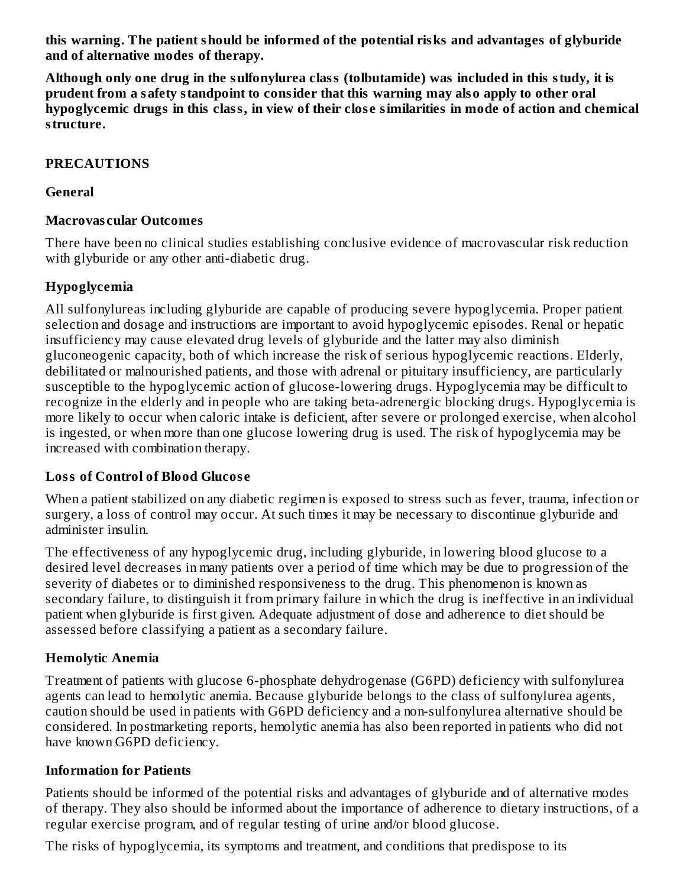**this warning. The patient should be informed of the potential risks and advantages of glyburide and of alternative modes of therapy.**

**Although only one drug in the sulfonylurea class (tolbutamide) was included in this study, it is prudent from a safety standpoint to consider that this warning may also apply to other oral hypoglycemic drugs in this class, in view of their close similarities in mode of action and chemical structure.**

## PRECAUTIONS

### General

### Macrovascular Outcomes

There have been no clinical studies establishing conclusive evidence of macrovascular risk reduction with glyburide or any other anti-diabetic drug.

### Hypoglycemia

All sulfonylureas including glyburide are capable of producing severe hypoglycemia. Proper patient selection and dosage and instructions are important to avoid hypoglycemic episodes. Renal or hepatic insufficiency may cause elevated drug levels of glyburide and the latter may also diminish gluconeogenic capacity, both of which increase the risk of serious hypoglycemic reactions. Elderly, debilitated or malnourished patients, and those with adrenal or pituitary insufficiency, are particularly susceptible to the hypoglycemic action of glucose-lowering drugs. Hypoglycemia may be difficult to recognize in the elderly and in people who are taking beta-adrenergic blocking drugs. Hypoglycemia is more likely to occur when caloric intake is deficient, after severe or prolonged exercise, when alcohol is ingested, or when more than one glucose lowering drug is used. The risk of hypoglycemia may be increased with combination therapy.

### Loss of Control of Blood Glucose

When a patient stabilized on any diabetic regimen is exposed to stress such as fever, trauma, infection or surgery, a loss of control may occur. At such times it may be necessary to discontinue glyburide and administer insulin.

The effectiveness of any hypoglycemic drug, including glyburide, in lowering blood glucose to a desired level decreases in many patients over a period of time which may be due to progression of the severity of diabetes or to diminished responsiveness to the drug. This phenomenon is known as secondary failure, to distinguish it from primary failure in which the drug is ineffective in an individual patient when glyburide is first given. Adequate adjustment of dose and adherence to diet should be assessed before classifying a patient as a secondary failure.

### Hemolytic Anemia

Treatment of patients with glucose 6-phosphate dehydrogenase (G6PD) deficiency with sulfonylurea agents can lead to hemolytic anemia. Because glyburide belongs to the class of sulfonylurea agents, caution should be used in patients with G6PD deficiency and a non-sulfonylurea alternative should be considered. In postmarketing reports, hemolytic anemia has also been reported in patients who did not have known G6PD deficiency.

### Information for Patients

Patients should be informed of the potential risks and advantages of glyburide and of alternative modes of therapy. They also should be informed about the importance of adherence to dietary instructions, of a regular exercise program, and of regular testing of urine and/or blood glucose.

The risks of hypoglycemia, its symptoms and treatment, and conditions that predispose to its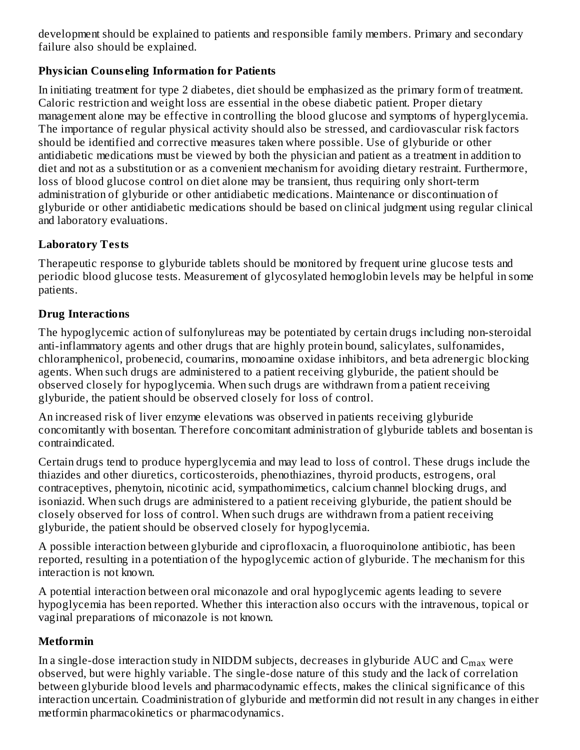development should be explained to patients and responsible family members. Primary and secondary failure also should be explained.

### Physician Counseling Information for Patients

In initiating treatment for type 2 diabetes, diet should be emphasized as the primary form of treatment. Caloric restriction and weight loss are essential in the obese diabetic patient. Proper dietary management alone may be effective in controlling the blood glucose and symptoms of hyperglycemia. The importance of regular physical activity should also be stressed, and cardiovascular risk factors should be identified and corrective measures taken where possible. Use of glyburide or other antidiabetic medications must be viewed by both the physician and patient as a treatment in addition to diet and not as a substitution or as a convenient mechanism for avoiding dietary restraint. Furthermore, loss of blood glucose control on diet alone may be transient, thus requiring only short-term administration of glyburide or other antidiabetic medications. Maintenance or discontinuation of glyburide or other antidiabetic medications should be based on clinical judgment using regular clinical and laboratory evaluations.

### Laboratory Tests

Therapeutic response to glyburide tablets should be monitored by frequent urine glucose tests and periodic blood glucose tests. Measurement of glycosylated hemoglobin levels may be helpful in some patients.

### Drug Interactions

The hypoglycemic action of sulfonylureas may be potentiated by certain drugs including non-steroidal anti-inflammatory agents and other drugs that are highly protein bound, salicylates, sulfonamides, chloramphenicol, probenecid, coumarins, monoamine oxidase inhibitors, and beta adrenergic blocking agents. When such drugs are administered to a patient receiving glyburide, the patient should be observed closely for hypoglycemia. When such drugs are withdrawn from a patient receiving glyburide, the patient should be observed closely for loss of control.

An increased risk of liver enzyme elevations was observed in patients receiving glyburide concomitantly with bosentan. Therefore concomitant administration of glyburide tablets and bosentan is contraindicated.

Certain drugs tend to produce hyperglycemia and may lead to loss of control. These drugs include the thiazides and other diuretics, corticosteroids, phenothiazines, thyroid products, estrogens, oral contraceptives, phenytoin, nicotinic acid, sympathomimetics, calcium channel blocking drugs, and isoniazid. When such drugs are administered to a patient receiving glyburide, the patient should be closely observed for loss of control. When such drugs are withdrawn from a patient receiving glyburide, the patient should be observed closely for hypoglycemia.

A possible interaction between glyburide and ciprofloxacin, a fluoroquinolone antibiotic, has been reported, resulting in a potentiation of the hypoglycemic action of glyburide. The mechanism for this interaction is not known.

A potential interaction between oral miconazole and oral hypoglycemic agents leading to severe hypoglycemia has been reported. Whether this interaction also occurs with the intravenous, topical or vaginal preparations of miconazole is not known.

### Metformin

In a single-dose interaction study in NIDDM subjects, decreases in glyburide AUC and $C_{max}$ were observed, but were highly variable. The single-dose nature of this study and the lack of correlation between glyburide blood levels and pharmacodynamic effects, makes the clinical significance of this interaction uncertain. Coadministration of glyburide and metformin did not result in any changes in either metformin pharmacokinetics or pharmacodynamics.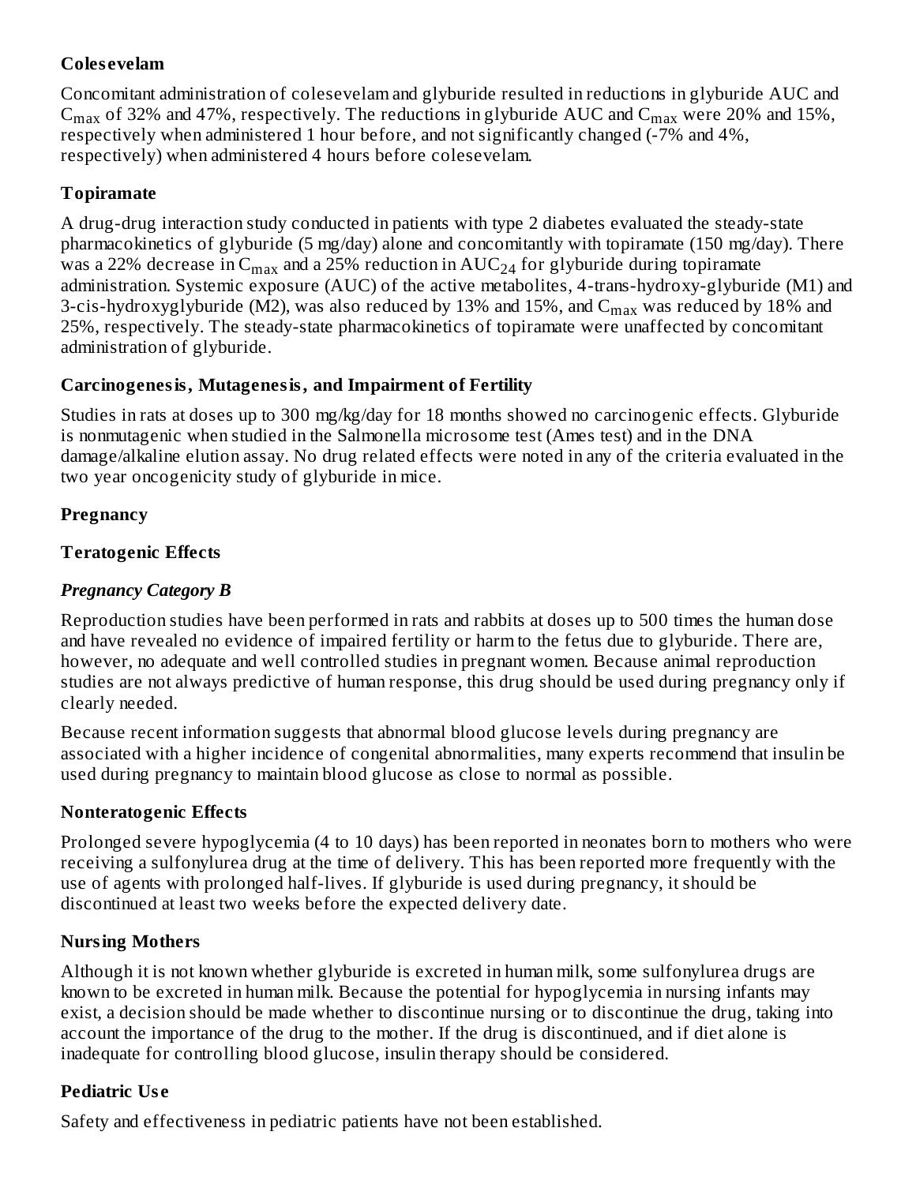**Colesevelam**

Concomitant administration of colesevelam and glyburide resulted in reductions in glyburide AUC and $C_{max}$ of 32% and 47%, respectively. The reductions in glyburide AUC and $C_{max}$ were 20% and 15%, respectively when administered 1 hour before, and not significantly changed (-7% and 4%, respectively) when administered 4 hours before colesevelam.

**Topiramate**

A drug-drug interaction study conducted in patients with type 2 diabetes evaluated the steady-state pharmacokinetics of glyburide (5 mg/day) alone and concomitantly with topiramate (150 mg/day). There was a 22% decrease in $C_{max}$ and a 25% reduction in $AUC_{24}$ for glyburide during topiramate administration. Systemic exposure (AUC) of the active metabolites, 4-trans-hydroxy-glyburide (M1) and 3-cis-hydroxyglyburide (M2), was also reduced by 13% and 15%, and $C_{max}$ was reduced by 18% and 25%, respectively. The steady-state pharmacokinetics of topiramate were unaffected by concomitant administration of glyburide.

**Carcinogenesis, Mutagenesis, and Impairment of Fertility**

Studies in rats at doses up to 300 mg/kg/day for 18 months showed no carcinogenic effects. Glyburide is nonmutagenic when studied in the Salmonella microsome test (Ames test) and in the DNA damage/alkaline elution assay. No drug related effects were noted in any of the criteria evaluated in the two year oncogenicity study of glyburide in mice.

**Pregnancy**

**Teratogenic Effects**

***Pregnancy Category B***

Reproduction studies have been performed in rats and rabbits at doses up to 500 times the human dose and have revealed no evidence of impaired fertility or harm to the fetus due to glyburide. There are, however, no adequate and well controlled studies in pregnant women. Because animal reproduction studies are not always predictive of human response, this drug should be used during pregnancy only if clearly needed.

Because recent information suggests that abnormal blood glucose levels during pregnancy are associated with a higher incidence of congenital abnormalities, many experts recommend that insulin be used during pregnancy to maintain blood glucose as close to normal as possible.

**Nonteratogenic Effects**

Prolonged severe hypoglycemia (4 to 10 days) has been reported in neonates born to mothers who were receiving a sulfonylurea drug at the time of delivery. This has been reported more frequently with the use of agents with prolonged half-lives. If glyburide is used during pregnancy, it should be discontinued at least two weeks before the expected delivery date.

**Nursing Mothers**

Although it is not known whether glyburide is excreted in human milk, some sulfonylurea drugs are known to be excreted in human milk. Because the potential for hypoglycemia in nursing infants may exist, a decision should be made whether to discontinue nursing or to discontinue the drug, taking into account the importance of the drug to the mother. If the drug is discontinued, and if diet alone is inadequate for controlling blood glucose, insulin therapy should be considered.

**Pediatric Use**

Safety and effectiveness in pediatric patients have not been established.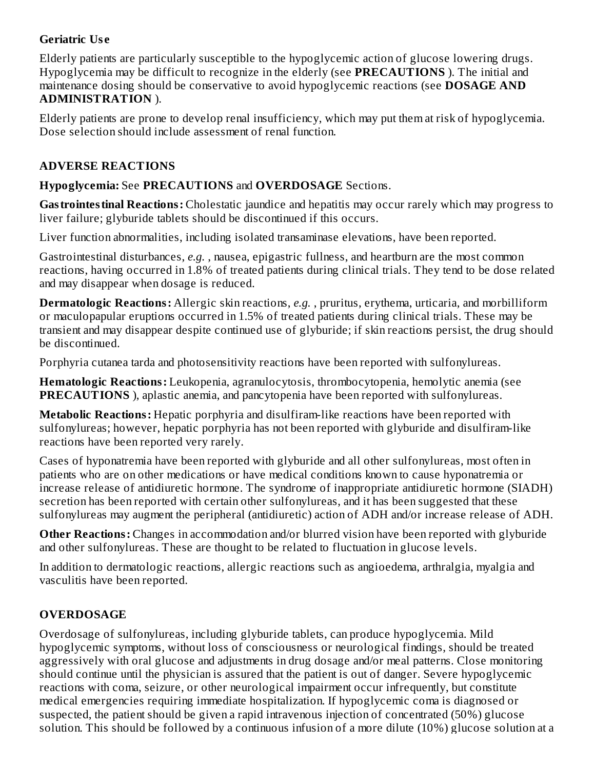### Geriatric Use

Elderly patients are particularly susceptible to the hypoglycemic action of glucose lowering drugs. Hypoglycemia may be difficult to recognize in the elderly (see **PRECAUTIONS** ). The initial and maintenance dosing should be conservative to avoid hypoglycemic reactions (see **DOSAGE AND ADMINISTRATION** ).

Elderly patients are prone to develop renal insufficiency, which may put them at risk of hypoglycemia. Dose selection should include assessment of renal function.

## ADVERSE REACTIONS

**Hypoglycemia:** See **PRECAUTIONS** and **OVERDOSAGE** Sections.

**Gastrointestinal Reactions:** Cholestatic jaundice and hepatitis may occur rarely which may progress to liver failure; glyburide tablets should be discontinued if this occurs.

Liver function abnormalities, including isolated transaminase elevations, have been reported.

Gastrointestinal disturbances, *e.g.* , nausea, epigastric fullness, and heartburn are the most common reactions, having occurred in 1.8% of treated patients during clinical trials. They tend to be dose related and may disappear when dosage is reduced.

**Dermatologic Reactions:** Allergic skin reactions, *e.g.* , pruritus, erythema, urticaria, and morbilliform or maculopapular eruptions occurred in 1.5% of treated patients during clinical trials. These may be transient and may disappear despite continued use of glyburide; if skin reactions persist, the drug should be discontinued.

Porphyria cutanea tarda and photosensitivity reactions have been reported with sulfonylureas.

**Hematologic Reactions:** Leukopenia, agranulocytosis, thrombocytopenia, hemolytic anemia (see **PRECAUTIONS** ), aplastic anemia, and pancytopenia have been reported with sulfonylureas.

**Metabolic Reactions:** Hepatic porphyria and disulfiram-like reactions have been reported with sulfonylureas; however, hepatic porphyria has not been reported with glyburide and disulfiram-like reactions have been reported very rarely.

Cases of hyponatremia have been reported with glyburide and all other sulfonylureas, most often in patients who are on other medications or have medical conditions known to cause hyponatremia or increase release of antidiuretic hormone. The syndrome of inappropriate antidiuretic hormone (SIADH) secretion has been reported with certain other sulfonylureas, and it has been suggested that these sulfonylureas may augment the peripheral (antidiuretic) action of ADH and/or increase release of ADH.

**Other Reactions:** Changes in accommodation and/or blurred vision have been reported with glyburide and other sulfonylureas. These are thought to be related to fluctuation in glucose levels.

In addition to dermatologic reactions, allergic reactions such as angioedema, arthralgia, myalgia and vasculitis have been reported.

## OVERDOSAGE

Overdosage of sulfonylureas, including glyburide tablets, can produce hypoglycemia. Mild hypoglycemic symptoms, without loss of consciousness or neurological findings, should be treated aggressively with oral glucose and adjustments in drug dosage and/or meal patterns. Close monitoring should continue until the physician is assured that the patient is out of danger. Severe hypoglycemic reactions with coma, seizure, or other neurological impairment occur infrequently, but constitute medical emergencies requiring immediate hospitalization. If hypoglycemic coma is diagnosed or suspected, the patient should be given a rapid intravenous injection of concentrated (50%) glucose solution. This should be followed by a continuous infusion of a more dilute (10%) glucose solution at a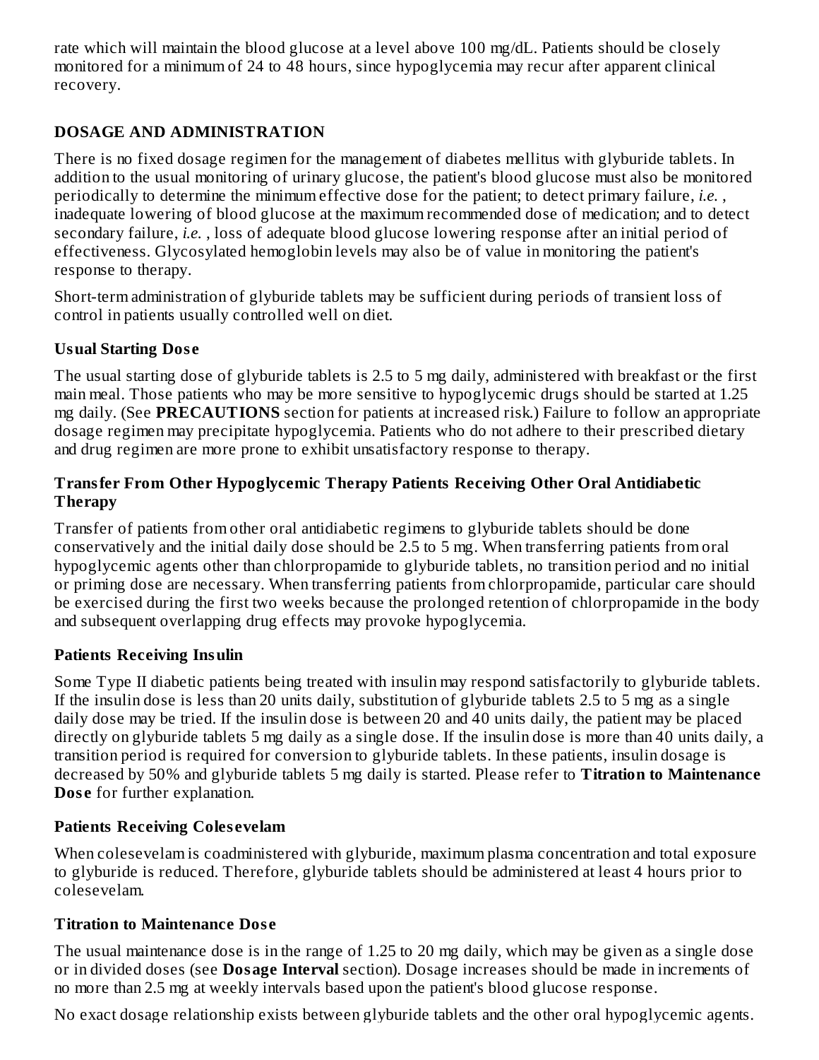rate which will maintain the blood glucose at a level above 100 mg/dL. Patients should be closely monitored for a minimum of 24 to 48 hours, since hypoglycemia may recur after apparent clinical recovery.

## DOSAGE AND ADMINISTRATION

There is no fixed dosage regimen for the management of diabetes mellitus with glyburide tablets. In addition to the usual monitoring of urinary glucose, the patient's blood glucose must also be monitored periodically to determine the minimum effective dose for the patient; to detect primary failure, *i.e.*, inadequate lowering of blood glucose at the maximum recommended dose of medication; and to detect secondary failure, *i.e.*, loss of adequate blood glucose lowering response after an initial period of effectiveness. Glycosylated hemoglobin levels may also be of value in monitoring the patient's response to therapy.

Short-term administration of glyburide tablets may be sufficient during periods of transient loss of control in patients usually controlled well on diet.

### Usual Starting Dose

The usual starting dose of glyburide tablets is 2.5 to 5 mg daily, administered with breakfast or the first main meal. Those patients who may be more sensitive to hypoglycemic drugs should be started at 1.25 mg daily. (See **PRECAUTIONS** section for patients at increased risk.) Failure to follow an appropriate dosage regimen may precipitate hypoglycemia. Patients who do not adhere to their prescribed dietary and drug regimen are more prone to exhibit unsatisfactory response to therapy.

### Transfer From Other Hypoglycemic Therapy Patients Receiving Other Oral Antidiabetic Therapy

Transfer of patients from other oral antidiabetic regimens to glyburide tablets should be done conservatively and the initial daily dose should be 2.5 to 5 mg. When transferring patients from oral hypoglycemic agents other than chlorpropamide to glyburide tablets, no transition period and no initial or priming dose are necessary. When transferring patients from chlorpropamide, particular care should be exercised during the first two weeks because the prolonged retention of chlorpropamide in the body and subsequent overlapping drug effects may provoke hypoglycemia.

### Patients Receiving Insulin

Some Type II diabetic patients being treated with insulin may respond satisfactorily to glyburide tablets. If the insulin dose is less than 20 units daily, substitution of glyburide tablets 2.5 to 5 mg as a single daily dose may be tried. If the insulin dose is between 20 and 40 units daily, the patient may be placed directly on glyburide tablets 5 mg daily as a single dose. If the insulin dose is more than 40 units daily, a transition period is required for conversion to glyburide tablets. In these patients, insulin dosage is decreased by 50% and glyburide tablets 5 mg daily is started. Please refer to **Titration to Maintenance Dose** for further explanation.

### Patients Receiving Colesevelam

When colesevelam is coadministered with glyburide, maximum plasma concentration and total exposure to glyburide is reduced. Therefore, glyburide tablets should be administered at least 4 hours prior to colesevelam.

### Titration to Maintenance Dose

The usual maintenance dose is in the range of 1.25 to 20 mg daily, which may be given as a single dose or in divided doses (see **Dosage Interval** section). Dosage increases should be made in increments of no more than 2.5 mg at weekly intervals based upon the patient's blood glucose response.

No exact dosage relationship exists between glyburide tablets and the other oral hypoglycemic agents.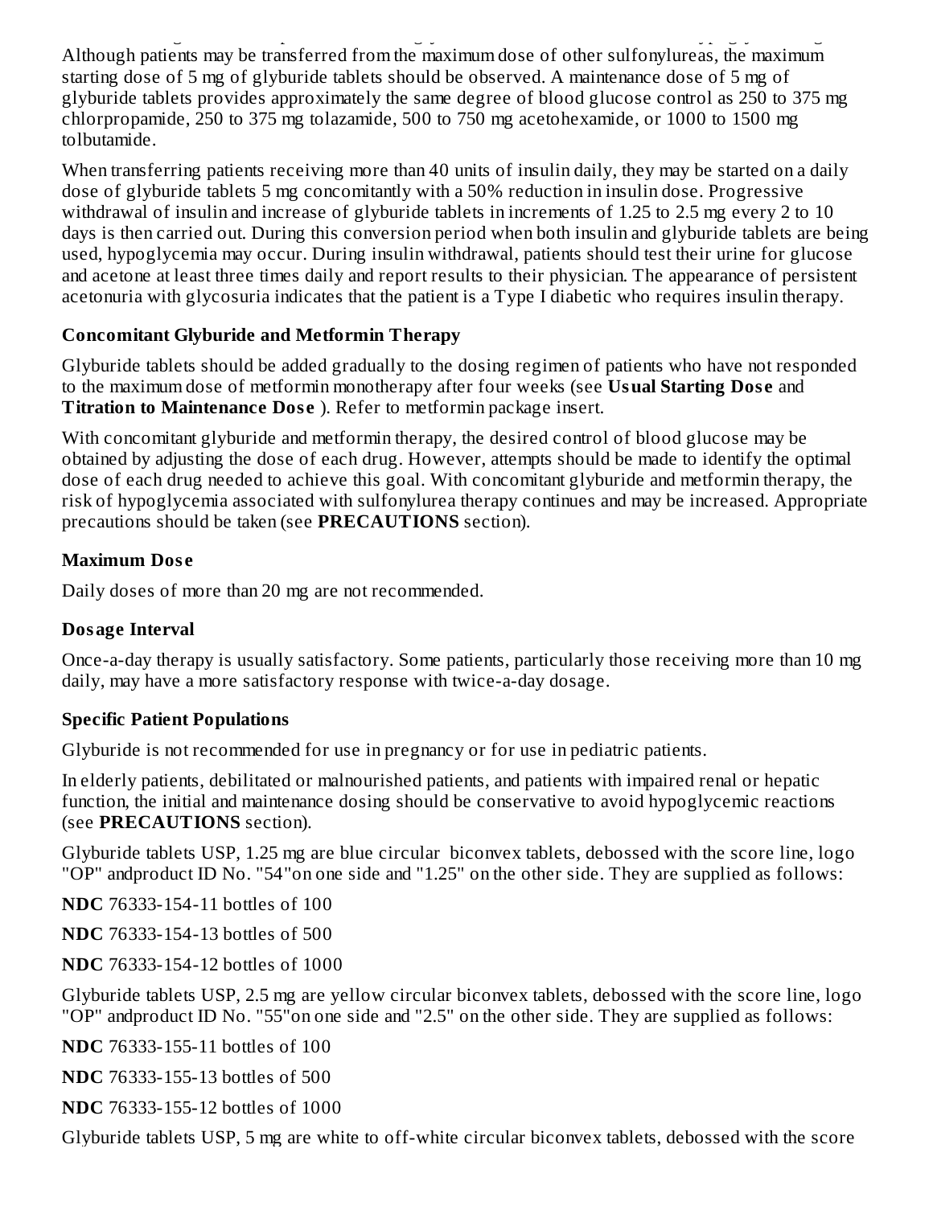Although patients may be transferred from the maximum dose of other sulfonylureas, the maximum starting dose of 5 mg of glyburide tablets should be observed. A maintenance dose of 5 mg of glyburide tablets provides approximately the same degree of blood glucose control as 250 to 375 mg chlorpropamide, 250 to 375 mg tolazamide, 500 to 750 mg acetohexamide, or 1000 to 1500 mg tolbutamide.

When transferring patients receiving more than 40 units of insulin daily, they may be started on a daily dose of glyburide tablets 5 mg concomitantly with a 50% reduction in insulin dose. Progressive withdrawal of insulin and increase of glyburide tablets in increments of 1.25 to 2.5 mg every 2 to 10 days is then carried out. During this conversion period when both insulin and glyburide tablets are being used, hypoglycemia may occur. During insulin withdrawal, patients should test their urine for glucose and acetone at least three times daily and report results to their physician. The appearance of persistent acetonuria with glycosuria indicates that the patient is a Type I diabetic who requires insulin therapy.

### Concomitant Glyburide and Metformin Therapy

Glyburide tablets should be added gradually to the dosing regimen of patients who have not responded to the maximum dose of metformin monotherapy after four weeks (see **Usual Starting Dose** and **Titration to Maintenance Dose** ). Refer to metformin package insert.

With concomitant glyburide and metformin therapy, the desired control of blood glucose may be obtained by adjusting the dose of each drug. However, attempts should be made to identify the optimal dose of each drug needed to achieve this goal. With concomitant glyburide and metformin therapy, the risk of hypoglycemia associated with sulfonylurea therapy continues and may be increased. Appropriate precautions should be taken (see **PRECAUTIONS** section).

### Maximum Dose

Daily doses of more than 20 mg are not recommended.

### Dosage Interval

Once-a-day therapy is usually satisfactory. Some patients, particularly those receiving more than 10 mg daily, may have a more satisfactory response with twice-a-day dosage.

### Specific Patient Populations

Glyburide is not recommended for use in pregnancy or for use in pediatric patients.

In elderly patients, debilitated or malnourished patients, and patients with impaired renal or hepatic function, the initial and maintenance dosing should be conservative to avoid hypoglycemic reactions (see **PRECAUTIONS** section).

Glyburide tablets USP, 1.25 mg are blue circular biconvex tablets, debossed with the score line, logo "OP" andproduct ID No. "54"on one side and "1.25" on the other side. They are supplied as follows:

**NDC** 76333-154-11 bottles of 100

**NDC** 76333-154-13 bottles of 500

**NDC** 76333-154-12 bottles of 1000

Glyburide tablets USP, 2.5 mg are yellow circular biconvex tablets, debossed with the score line, logo "OP" andproduct ID No. "55"on one side and "2.5" on the other side. They are supplied as follows:

**NDC** 76333-155-11 bottles of 100

**NDC** 76333-155-13 bottles of 500

**NDC** 76333-155-12 bottles of 1000

Glyburide tablets USP, 5 mg are white to off-white circular biconvex tablets, debossed with the score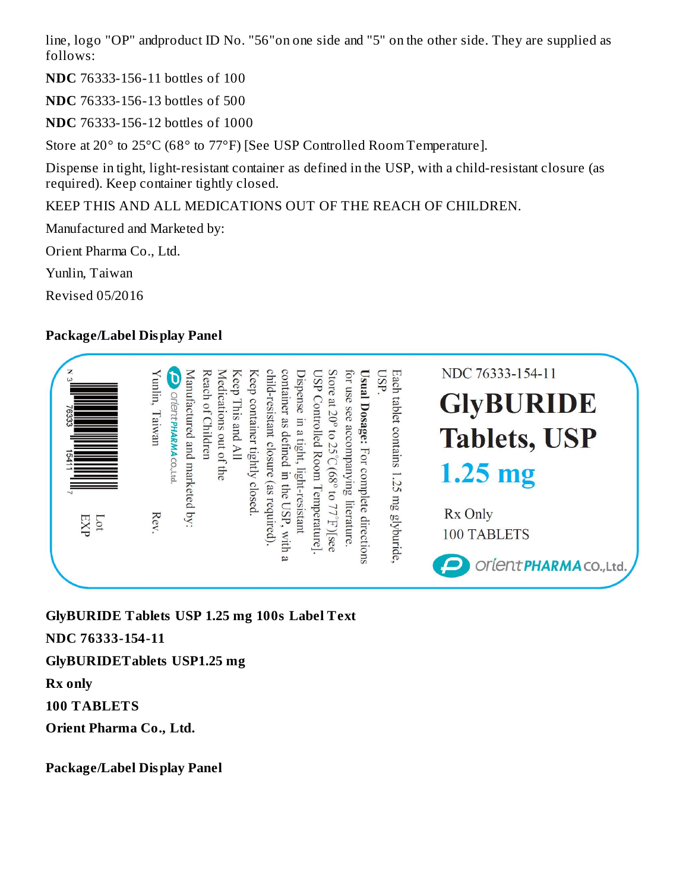line, logo "OP" andproduct ID No. "56"on one side and "5" on the other side. They are supplied as follows:

**NDC** 76333-156-11 bottles of 100

**NDC** 76333-156-13 bottles of 500

**NDC** 76333-156-12 bottles of 1000

Store at 20° to 25°C (68° to 77°F) [See USP Controlled Room Temperature].

Dispense in tight, light-resistant container as defined in the USP, with a child-resistant closure (as required). Keep container tightly closed.

KEEP THIS AND ALL MEDICATIONS OUT OF THE REACH OF CHILDREN.

Manufactured and Marketed by:

Orient Pharma Co., Ltd.

Yunlin, Taiwan

Revised 05/2016

**Package/Label Display Panel**

NDC 76333-154-11

GlyBURIDE Tablets, USP

1.25 mg

Rx Only

100 TABLETS

orient PHARMA co., Ltd.

Each tablet contains 1.25 mg glyburide, USP.

**Usual Dosage:** For complete directions for use see accompanying literature.

Store at 20° to 25°C (68° to 77°F)[see USP Controlled Room Temperature].

Dispense in a tight, light-resistant container as defined in the USP, with a child-resistant closure (as required).

Keep container tightly closed.

Keep This and All Medications out of the Reach of Children

Manufactured and marketed by:

orient PHARMA co., Ltd.

Yunlin, Taiwan

Rev.

N 3 76333 15411 7

Lot

EXP

**GlyBURIDE Tablets USP 1.25 mg 100s Label Text**

**NDC 76333-154-11**

**GlyBURIDETablets USP1.25 mg**

**Rx only**

**100 TABLETS**

**Orient Pharma Co., Ltd.**

**Package/Label Display Panel**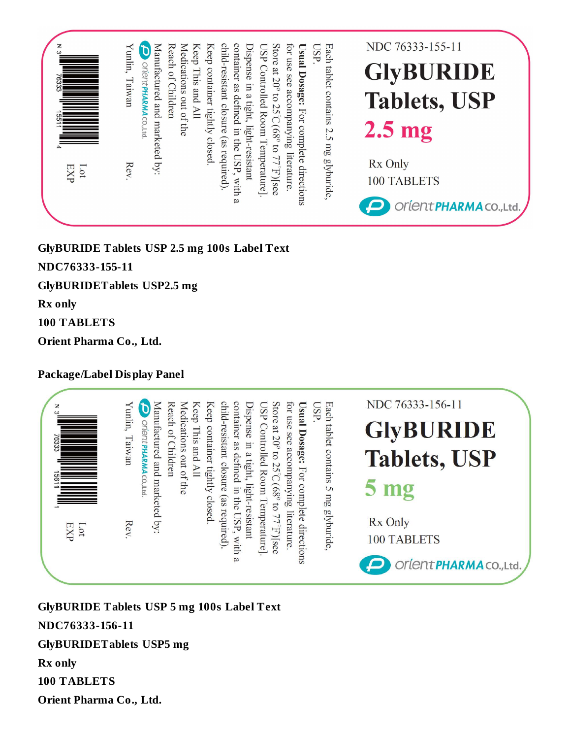NDC 76333-155-11

**GlyBURIDE Tablets, USP**

**2.5 mg**

Rx Only

100 TABLETS

orient PHARMA CO., Ltd.

Each tablet contains 2.5 mg glyburide, USP.

**Usual Dosage:** For complete directions for use see accompanying literature.

Store at 20° to 25°C (68° to 77°F)[see USP Controlled Room Temperature].

Dispense in a tight, light-resistant container as defined in the USP, with a child-resistant closure (as required).

Keep container tightly closed.

Keep This and All Medications out of the Reach of Children

Manufactured and marketed by:

orient PHARMA CO., Ltd.

Yunlin, Taiwan

Rev.

N 3 76333 15511 4

Lot

EXP

**GlyBURIDE Tablets USP 2.5 mg 100s Label Text**

**NDC76333-155-11**

**GlyBURIDETablets USP2.5 mg**

**Rx only**

**100 TABLETS**

**Orient Pharma Co., Ltd.**

**Package/Label Display Panel**

NDC 76333-156-11

**GlyBURIDE Tablets, USP**

**5 mg**

Rx Only

100 TABLETS

orient PHARMA CO., Ltd.

Each tablet contains 5 mg glyburide, USP.

**Usual Dosage:** For complete directions for use see accompanying literature.

Store at 20° to 25°C (68° to 77°F)[see USP Controlled Room Temperature].

Dispense in a tight, light-resistant container as defined in the USP, with a child-resistant closure (as required).

Keep container tightly closed.

Keep This and All Medications out of the Reach of Children

Manufactured and marketed by:

orient PHARMA CO., Ltd.

Yunlin, Taiwan

Rev.

N 3 76333 15611 1

Lot

EXP

**GlyBURIDE Tablets USP 5 mg 100s Label Text**

**NDC76333-156-11**

**GlyBURIDETablets USP5 mg**

**Rx only**

**100 TABLETS**

**Orient Pharma Co., Ltd.**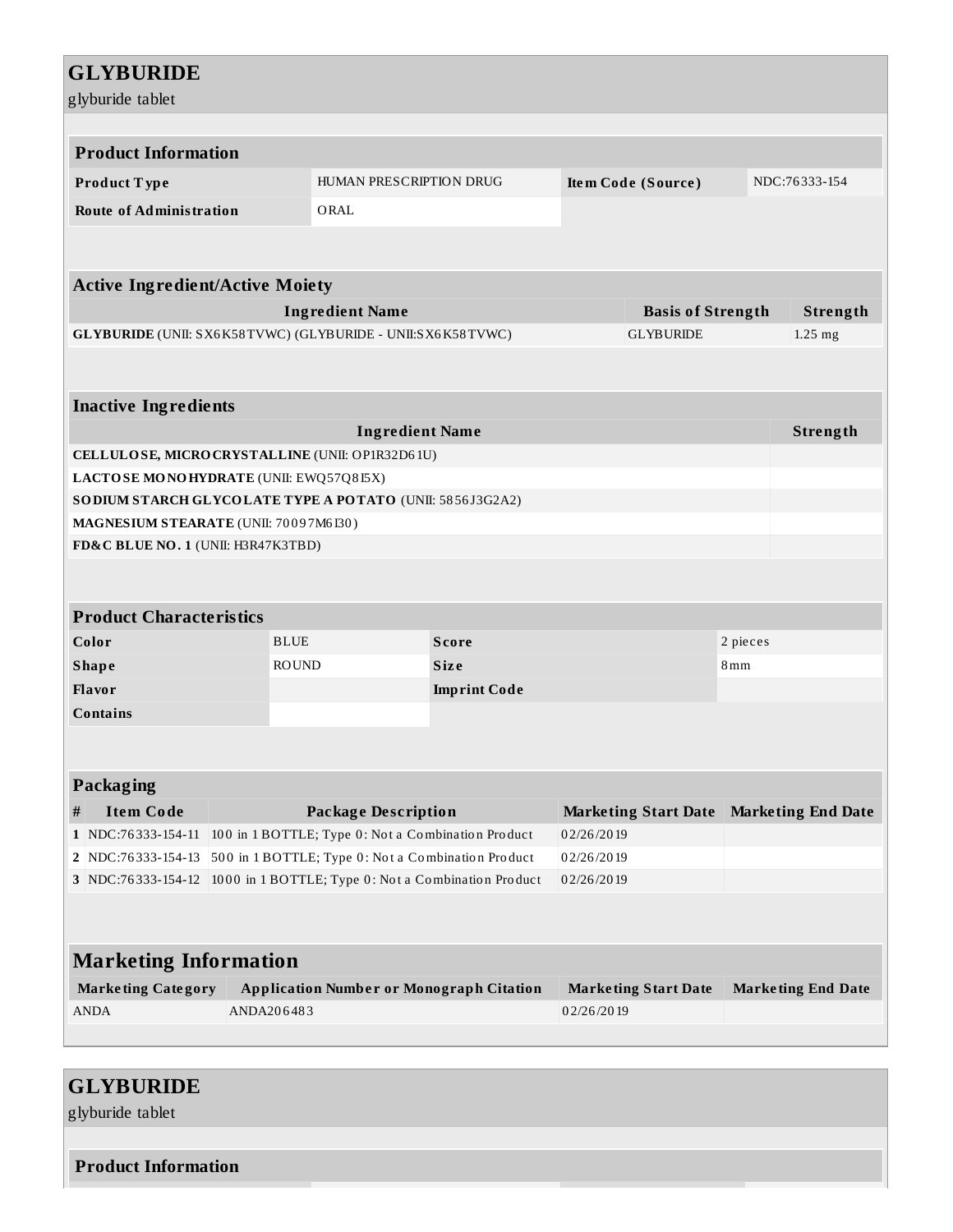# GLYBURIDE

glyburide tablet

| Product Information | | | |
|---|---|---|---|
| **Product Type** | HUMAN PRESCRIPTION DRUG | **Item Code (Source)** | NDC:76333-154 |
| **Route of Administration** | ORAL | | |

| Active Ingredient/Active Moiety | | |
|---|---|---|
| **Ingredient Name** | **Basis of Strength** | **Strength** |
| **GLYBURIDE** (UNII: SX6K58TVWC) (GLYBURIDE - UNII:SX6K58TVWC) | GLYBURIDE | 1.25 mg |

| Inactive Ingredients | |
|---|---|
| **Ingredient Name** | **Strength** |
| **CELLULOSE, MICROCRYSTALLINE** (UNII: OP1R32D61U) | |
| **LACTOSE MONOHYDRATE** (UNII: EWQ57Q8I5X) | |
| **SODIUM STARCH GLYCOLATE TYPE A POTATO** (UNII: 5856J3G2A2) | |
| **MAGNESIUM STEARATE** (UNII: 70097M6I30) | |
| **FD&C BLUE NO. 1** (UNII: H3R47K3TBD) | |

| Product Characteristics | | | |
|---|---|---|---|
| **Color** | BLUE | **Score** | 2 pieces |
| **Shape** | ROUND | **Size** | 8mm |
| **Flavor** | | **Imprint Code** | |
| **Contains** | | | |

| Packaging | | | | |
|---|---|---|---|---|
| **#** | **Item Code** | **Package Description** | **Marketing Start Date** | **Marketing End Date** |
| 1 | NDC:76333-154-11 | 100 in 1 BOTTLE; Type 0: Not a Combination Product | 02/26/2019 | |
| 2 | NDC:76333-154-13 | 500 in 1 BOTTLE; Type 0: Not a Combination Product | 02/26/2019 | |
| 3 | NDC:76333-154-12 | 1000 in 1 BOTTLE; Type 0: Not a Combination Product | 02/26/2019 | |

| Marketing Information | | | |
|---|---|---|---|
| **Marketing Category** | **Application Number or Monograph Citation** | **Marketing Start Date** | **Marketing End Date** |
| ANDA | ANDA206483 | 02/26/2019 | |

# GLYBURIDE

glyburide tablet

| Product Information |
|---|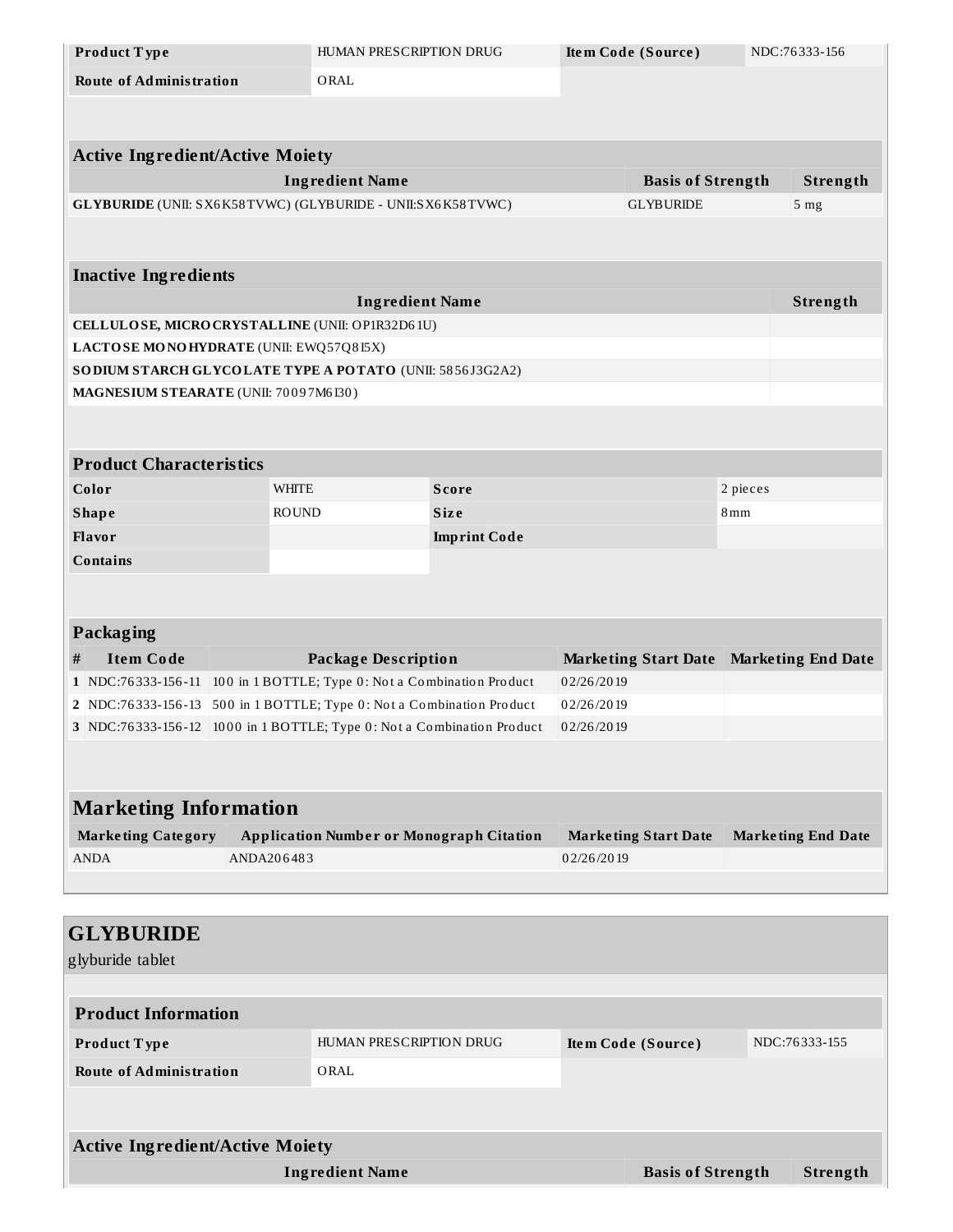| Product Type | HUMAN PRESCRIPTION DRUG | Item Code (Source) | NDC:76333-156 |
| --- | --- | --- | --- |
| Route of Administration | ORAL | | |

| Active Ingredient/Active Moiety | | |
| --- | --- | --- |
| **Ingredient Name** | **Basis of Strength** | **Strength** |
| **GLYBURIDE** (UNII: SX6K58TVWC) (GLYBURIDE - UNII:SX6K58TVWC) | GLYBURIDE | 5 mg |

| Inactive Ingredients | |
| --- | --- |
| **Ingredient Name** | **Strength** |
| **CELLULOSE, MICROCRYSTALLINE** (UNII: OP1R32D61U) | |
| **LACTOSE MONOHYDRATE** (UNII: EWQ57Q8I5X) | |
| **SODIUM STARCH GLYCOLATE TYPE A POTATO** (UNII: 5856J3G2A2) | |
| **MAGNESIUM STEARATE** (UNII: 70097M6I30) | |

| Product Characteristics | | | |
| --- | --- | --- | --- |
| **Color** | WHITE | **Score** | 2 pieces |
| **Shape** | ROUND | **Size** | 8mm |
| **Flavor** | | **Imprint Code** | |
| **Contains** | | | |

| Packaging | | | | |
| --- | --- | --- | --- | --- |
| **#** | **Item Code** | **Package Description** | **Marketing Start Date** | **Marketing End Date** |
| 1 | NDC:76333-156-11 | 100 in 1 BOTTLE; Type 0: Not a Combination Product | 02/26/2019 | |
| 2 | NDC:76333-156-13 | 500 in 1 BOTTLE; Type 0: Not a Combination Product | 02/26/2019 | |
| 3 | NDC:76333-156-12 | 1000 in 1 BOTTLE; Type 0: Not a Combination Product | 02/26/2019 | |

| Marketing Information | | | |
| --- | --- | --- | --- |
| **Marketing Category** | **Application Number or Monograph Citation** | **Marketing Start Date** | **Marketing End Date** |
| ANDA | ANDA206483 | 02/26/2019 | |

## GLYBURIDE

glyburide tablet

| Product Information | | | |
| --- | --- | --- | --- |
| **Product Type** | HUMAN PRESCRIPTION DRUG | **Item Code (Source)** | NDC:76333-155 |
| **Route of Administration** | ORAL | | |

| Active Ingredient/Active Moiety | | |
| --- | --- | --- |
| **Ingredient Name** | **Basis of Strength** | **Strength** |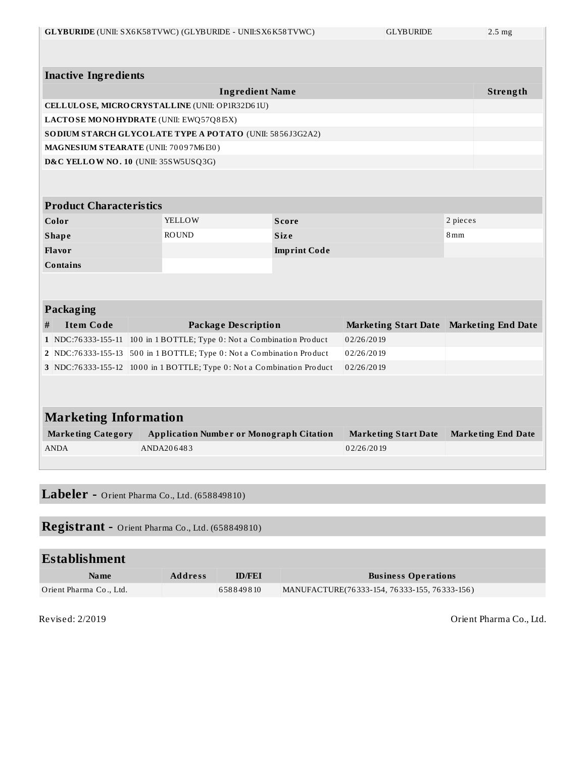| | | |
|---|---|---|
| **GLYBURIDE** (UNII: SX6K58TVWC) (GLYBURIDE - UNII:SX6K58TVWC) | GLYBURIDE | 2.5 mg |

**Inactive Ingredients**

| Ingredient Name | Strength |
|---|---|
| **CELLULOSE, MICROCRYSTALLINE** (UNII: OP1R32D61U) | |
| **LACTOSE MONOHYDRATE** (UNII: EWQ57Q8I5X) | |
| **SODIUM STARCH GLYCOLATE TYPE A POTATO** (UNII: 5856J3G2A2) | |
| **MAGNESIUM STEARATE** (UNII: 70097M6I30) | |
| **D&C YELLOW NO. 10** (UNII: 35SW5USQ3G) | |

**Product Characteristics**

| | | | |
|---|---|---|---|
| **Color** | YELLOW | **Score** | 2 pieces |
| **Shape** | ROUND | **Size** | 8mm |
| **Flavor** | | **Imprint Code** | |
| **Contains** | | | |

**Packaging**

| # | Item Code | Package Description | Marketing Start Date | Marketing End Date |
|---|---|---|---|---|
| 1 | NDC:76333-155-11 | 100 in 1 BOTTLE; Type 0: Not a Combination Product | 02/26/2019 | |
| 2 | NDC:76333-155-13 | 500 in 1 BOTTLE; Type 0: Not a Combination Product | 02/26/2019 | |
| 3 | NDC:76333-155-12 | 1000 in 1 BOTTLE; Type 0: Not a Combination Product | 02/26/2019 | |

**Marketing Information**

| Marketing Category | Application Number or Monograph Citation | Marketing Start Date | Marketing End Date |
|---|---|---|---|
| ANDA | ANDA206483 | 02/26/2019 | |

**Labeler -** Orient Pharma Co., Ltd. (658849810)

**Registrant -** Orient Pharma Co., Ltd. (658849810)

**Establishment**

| Name | Address | ID/FEI | Business Operations |
|---|---|---|---|
| Orient Pharma Co., Ltd. | | 658849810 | MANUFACTURE(76333-154, 76333-155, 76333-156) |

Revised: 2/2019

Orient Pharma Co., Ltd.